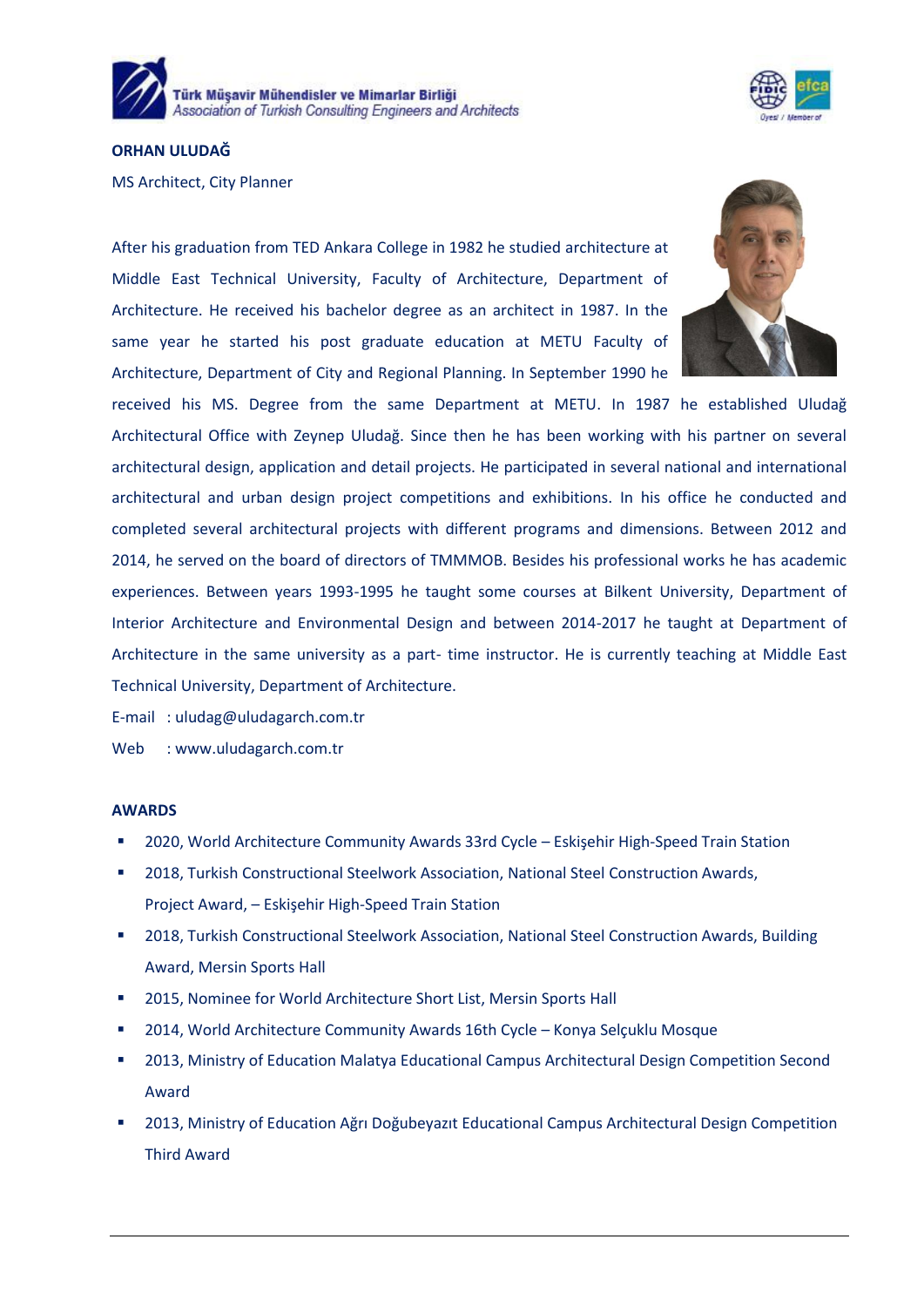Türk Müşavir Mühendisler ve Mimarlar Birliği
*Association of Turkish Consulting Engineers and Architects*

**ORHAN ULUDAĞ**

MS Architect, City Planner

After his graduation from TED Ankara College in 1982 he studied architecture at Middle East Technical University, Faculty of Architecture, Department of Architecture. He received his bachelor degree as an architect in 1987. In the same year he started his post graduate education at METU Faculty of Architecture, Department of City and Regional Planning. In September 1990 he received his MS. Degree from the same Department at METU. In 1987 he established Uludağ Architectural Office with Zeynep Uludağ. Since then he has been working with his partner on several architectural design, application and detail projects. He participated in several national and international architectural and urban design project competitions and exhibitions. In his office he conducted and completed several architectural projects with different programs and dimensions. Between 2012 and 2014, he served on the board of directors of TMMMOB. Besides his professional works he has academic experiences. Between years 1993-1995 he taught some courses at Bilkent University, Department of Interior Architecture and Environmental Design and between 2014-2017 he taught at Department of Architecture in the same university as a part- time instructor. He is currently teaching at Middle East Technical University, Department of Architecture.

E-mail : uludag@uludagarch.com.tr

Web : www.uludagarch.com.tr

**AWARDS**

- 2020, World Architecture Community Awards 33rd Cycle – Eskişehir High-Speed Train Station
- 2018, Turkish Constructional Steelwork Association, National Steel Construction Awards, Project Award, – Eskişehir High-Speed Train Station
- 2018, Turkish Constructional Steelwork Association, National Steel Construction Awards, Building Award, Mersin Sports Hall
- 2015, Nominee for World Architecture Short List, Mersin Sports Hall
- 2014, World Architecture Community Awards 16th Cycle – Konya Selçuklu Mosque
- 2013, Ministry of Education Malatya Educational Campus Architectural Design Competition Second Award
- 2013, Ministry of Education Ağrı Doğubeyazıt Educational Campus Architectural Design Competition Third Award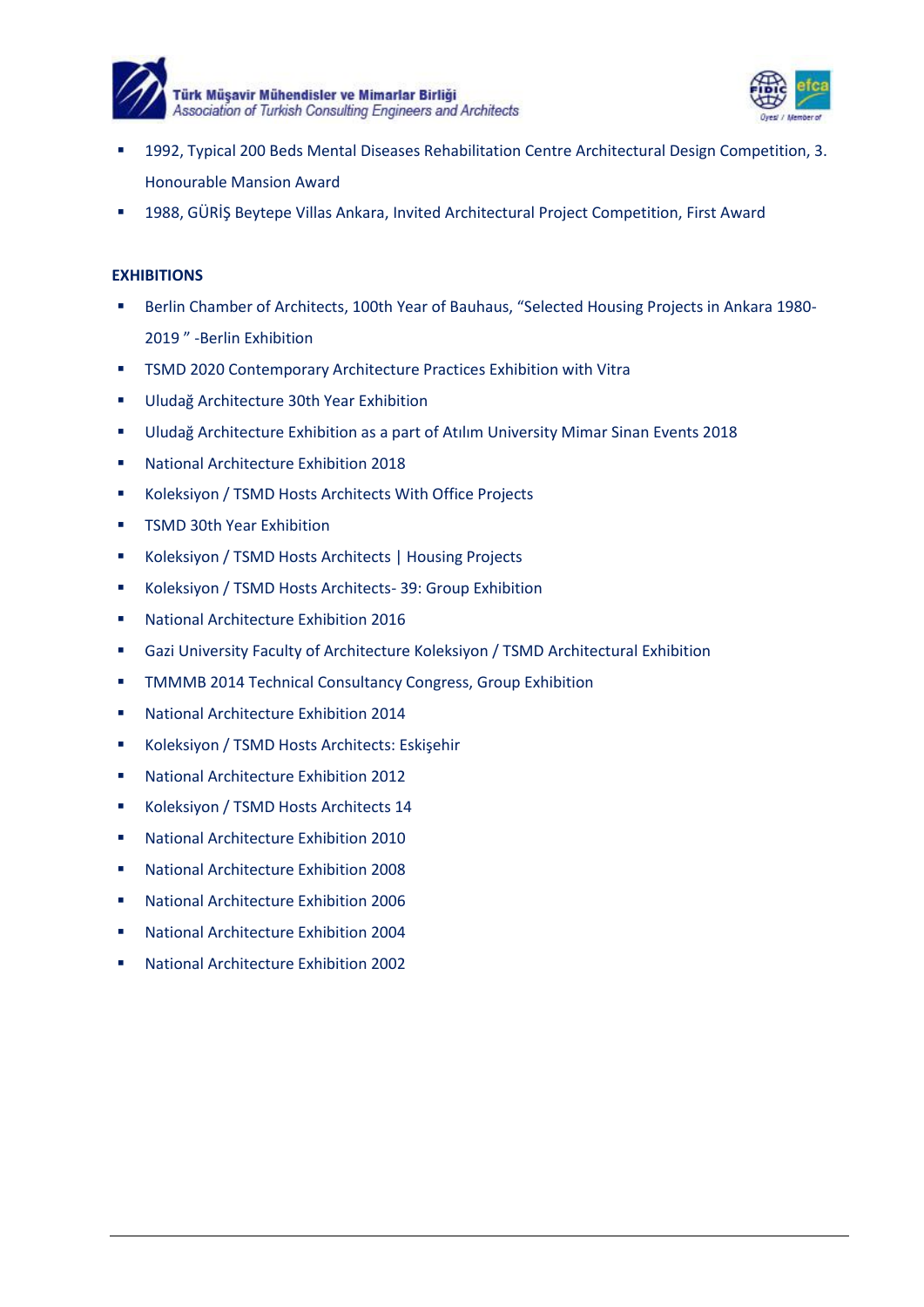- 1992, Typical 200 Beds Mental Diseases Rehabilitation Centre Architectural Design Competition, 3. Honourable Mansion Award
- 1988, GÜRİŞ Beytepe Villas Ankara, Invited Architectural Project Competition, First Award

**EXHIBITIONS**

- Berlin Chamber of Architects, 100th Year of Bauhaus, “Selected Housing Projects in Ankara 1980-2019 ” -Berlin Exhibition
- TSMD 2020 Contemporary Architecture Practices Exhibition with Vitra
- Uludağ Architecture 30th Year Exhibition
- Uludağ Architecture Exhibition as a part of Atılım University Mimar Sinan Events 2018
- National Architecture Exhibition 2018
- Koleksiyon / TSMD Hosts Architects With Office Projects
- TSMD 30th Year Exhibition
- Koleksiyon / TSMD Hosts Architects | Housing Projects
- Koleksiyon / TSMD Hosts Architects- 39: Group Exhibition
- National Architecture Exhibition 2016
- Gazi University Faculty of Architecture Koleksiyon / TSMD Architectural Exhibition
- TMMMB 2014 Technical Consultancy Congress, Group Exhibition
- National Architecture Exhibition 2014
- Koleksiyon / TSMD Hosts Architects: Eskişehir
- National Architecture Exhibition 2012
- Koleksiyon / TSMD Hosts Architects 14
- National Architecture Exhibition 2010
- National Architecture Exhibition 2008
- National Architecture Exhibition 2006
- National Architecture Exhibition 2004
- National Architecture Exhibition 2002